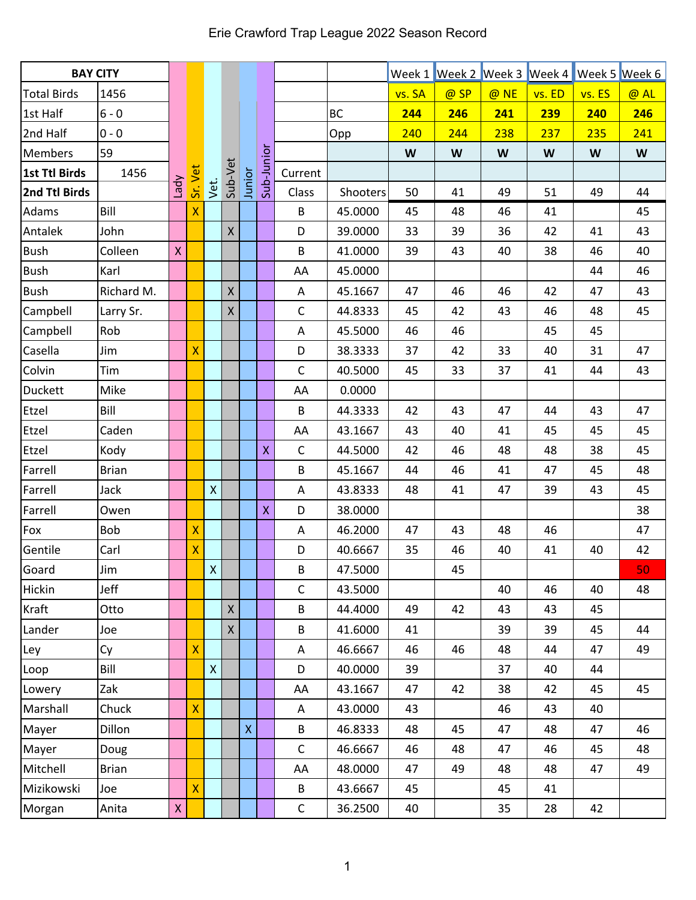# Erie Crawford Trap League 2022 Season Record

| BAY CITY | | Lady | Sr. Vet | Vet. | Sub-Vet | Junior | Sub-Junior | | | Week 1 | Week 2 | Week 3 | Week 4 | Week 5 | Week 6 |
|---|---|---|---|---|---|---|---|---|---|---|---|---|---|---|---|
| Total Birds | 1456 | | | | | | | | | vs. SA | @ SP | @ NE | vs. ED | vs. ES | @ AL |
| 1st Half | 6 - 0 | | | | | | | | BC | **244** | **246** | **241** | **239** | **240** | **246** |
| 2nd Half | 0 - 0 | | | | | | | | Opp | 240 | 244 | 238 | 237 | 235 | 241 |
| Members | 59 | | | | | | | | | **W** | **W** | **W** | **W** | **W** | **W** |
| **1st Ttl Birds** | 1456 | | | | | | | Current | | | | | | | |
| **2nd Ttl Birds** | | | | | | | | Class | Shooters | 50 | 41 | 49 | 51 | 49 | 44 |
| Adams | Bill | | X | | | | | B | 45.0000 | 45 | 48 | 46 | 41 | | 45 |
| Antalek | John | | | | X | | | D | 39.0000 | 33 | 39 | 36 | 42 | 41 | 43 |
| Bush | Colleen | X | | | | | | B | 41.0000 | 39 | 43 | 40 | 38 | 46 | 40 |
| Bush | Karl | | | | | | | AA | 45.0000 | | | | | 44 | 46 |
| Bush | Richard M. | | | | X | | | A | 45.1667 | 47 | 46 | 46 | 42 | 47 | 43 |
| Campbell | Larry Sr. | | | | X | | | C | 44.8333 | 45 | 42 | 43 | 46 | 48 | 45 |
| Campbell | Rob | | | | | | | A | 45.5000 | 46 | 46 | | 45 | 45 | |
| Casella | Jim | | X | | | | | D | 38.3333 | 37 | 42 | 33 | 40 | 31 | 47 |
| Colvin | Tim | | | | | | | C | 40.5000 | 45 | 33 | 37 | 41 | 44 | 43 |
| Duckett | Mike | | | | | | | AA | 0.0000 | | | | | | |
| Etzel | Bill | | | | | | | B | 44.3333 | 42 | 43 | 47 | 44 | 43 | 47 |
| Etzel | Caden | | | | | | | AA | 43.1667 | 43 | 40 | 41 | 45 | 45 | 45 |
| Etzel | Kody | | | | | | X | C | 44.5000 | 42 | 46 | 48 | 48 | 38 | 45 |
| Farrell | Brian | | | | | | | B | 45.1667 | 44 | 46 | 41 | 47 | 45 | 48 |
| Farrell | Jack | | | X | | | | A | 43.8333 | 48 | 41 | 47 | 39 | 43 | 45 |
| Farrell | Owen | | | | | | X | D | 38.0000 | | | | | | 38 |
| Fox | Bob | | X | | | | | A | 46.2000 | 47 | 43 | 48 | 46 | | 47 |
| Gentile | Carl | | X | | | | | D | 40.6667 | 35 | 46 | 40 | 41 | 40 | 42 |
| Goard | Jim | | | X | | | | B | 47.5000 | | 45 | | | | 50 |
| Hickin | Jeff | | | | | | | C | 43.5000 | | | 40 | 46 | 40 | 48 |
| Kraft | Otto | | | | X | | | B | 44.4000 | 49 | 42 | 43 | 43 | 45 | |
| Lander | Joe | | | | X | | | B | 41.6000 | 41 | | 39 | 39 | 45 | 44 |
| Ley | Cy | | X | | | | | A | 46.6667 | 46 | 46 | 48 | 44 | 47 | 49 |
| Loop | Bill | | | X | | | | D | 40.0000 | 39 | | 37 | 40 | 44 | |
| Lowery | Zak | | | | | | | AA | 43.1667 | 47 | 42 | 38 | 42 | 45 | 45 |
| Marshall | Chuck | | X | | | | | A | 43.0000 | 43 | | 46 | 43 | 40 | |
| Mayer | Dillon | | | | | X | | B | 46.8333 | 48 | 45 | 47 | 48 | 47 | 46 |
| Mayer | Doug | | | | | | | C | 46.6667 | 46 | 48 | 47 | 46 | 45 | 48 |
| Mitchell | Brian | | | | | | | AA | 48.0000 | 47 | 49 | 48 | 48 | 47 | 49 |
| Mizikowski | Joe | | X | | | | | B | 43.6667 | 45 | | 45 | 41 | | |
| Morgan | Anita | X | | | | | | C | 36.2500 | 40 | | 35 | 28 | 42 | |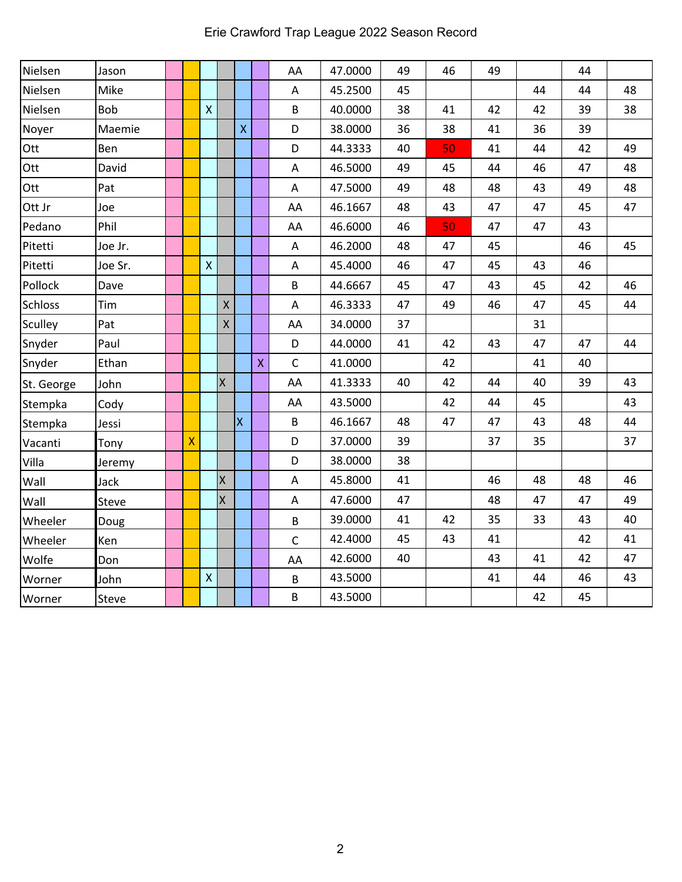# Erie Crawford Trap League 2022 Season Record

| | | | | | | | | | | | | | | | | |
|---|---|---|---|---|---|---|---|---|---|---|---|---|---|---|---|---|
| Nielsen | Jason | | | | | | | AA | 47.0000 | 49 | 46 | 49 | | 44 | |
| Nielsen | Mike | | | | | | | A | 45.2500 | 45 | | | 44 | 44 | 48 |
| Nielsen | Bob | | | X | | | | B | 40.0000 | 38 | 41 | 42 | 42 | 39 | 38 |
| Noyer | Maemie | | | | | X | | D | 38.0000 | 36 | 38 | 41 | 36 | 39 | |
| Ott | Ben | | | | | | | D | 44.3333 | 40 | 50 | 41 | 44 | 42 | 49 |
| Ott | David | | | | | | | A | 46.5000 | 49 | 45 | 44 | 46 | 47 | 48 |
| Ott | Pat | | | | | | | A | 47.5000 | 49 | 48 | 48 | 43 | 49 | 48 |
| Ott Jr | Joe | | | | | | | AA | 46.1667 | 48 | 43 | 47 | 47 | 45 | 47 |
| Pedano | Phil | | | | | | | AA | 46.6000 | 46 | 50 | 47 | 47 | 43 | |
| Pitetti | Joe Jr. | | | | | | | A | 46.2000 | 48 | 47 | 45 | | 46 | 45 |
| Pitetti | Joe Sr. | | | X | | | | A | 45.4000 | 46 | 47 | 45 | 43 | 46 | |
| Pollock | Dave | | | | | | | B | 44.6667 | 45 | 47 | 43 | 45 | 42 | 46 |
| Schloss | Tim | | | | X | | | A | 46.3333 | 47 | 49 | 46 | 47 | 45 | 44 |
| Sculley | Pat | | | | X | | | AA | 34.0000 | 37 | | | 31 | | |
| Snyder | Paul | | | | | | | D | 44.0000 | 41 | 42 | 43 | 47 | 47 | 44 |
| Snyder | Ethan | | | | | | X | C | 41.0000 | | 42 | | 41 | 40 | |
| St. George | John | | | | X | | | AA | 41.3333 | 40 | 42 | 44 | 40 | 39 | 43 |
| Stempka | Cody | | | | | | | AA | 43.5000 | | 42 | 44 | 45 | | 43 |
| Stempka | Jessi | | | | | X | | B | 46.1667 | 48 | 47 | 47 | 43 | 48 | 44 |
| Vacanti | Tony | | X | | | | | D | 37.0000 | 39 | | 37 | 35 | | 37 |
| Villa | Jeremy | | | | | | | D | 38.0000 | 38 | | | | | |
| Wall | Jack | | | | X | | | A | 45.8000 | 41 | | 46 | 48 | 48 | 46 |
| Wall | Steve | | | | X | | | A | 47.6000 | 47 | | 48 | 47 | 47 | 49 |
| Wheeler | Doug | | | | | | | B | 39.0000 | 41 | 42 | 35 | 33 | 43 | 40 |
| Wheeler | Ken | | | | | | | C | 42.4000 | 45 | 43 | 41 | | 42 | 41 |
| Wolfe | Don | | | | | | | AA | 42.6000 | 40 | | 43 | 41 | 42 | 47 |
| Worner | John | | | X | | | | B | 43.5000 | | | 41 | 44 | 46 | 43 |
| Worner | Steve | | | | | | | B | 43.5000 | | | | 42 | 45 | |